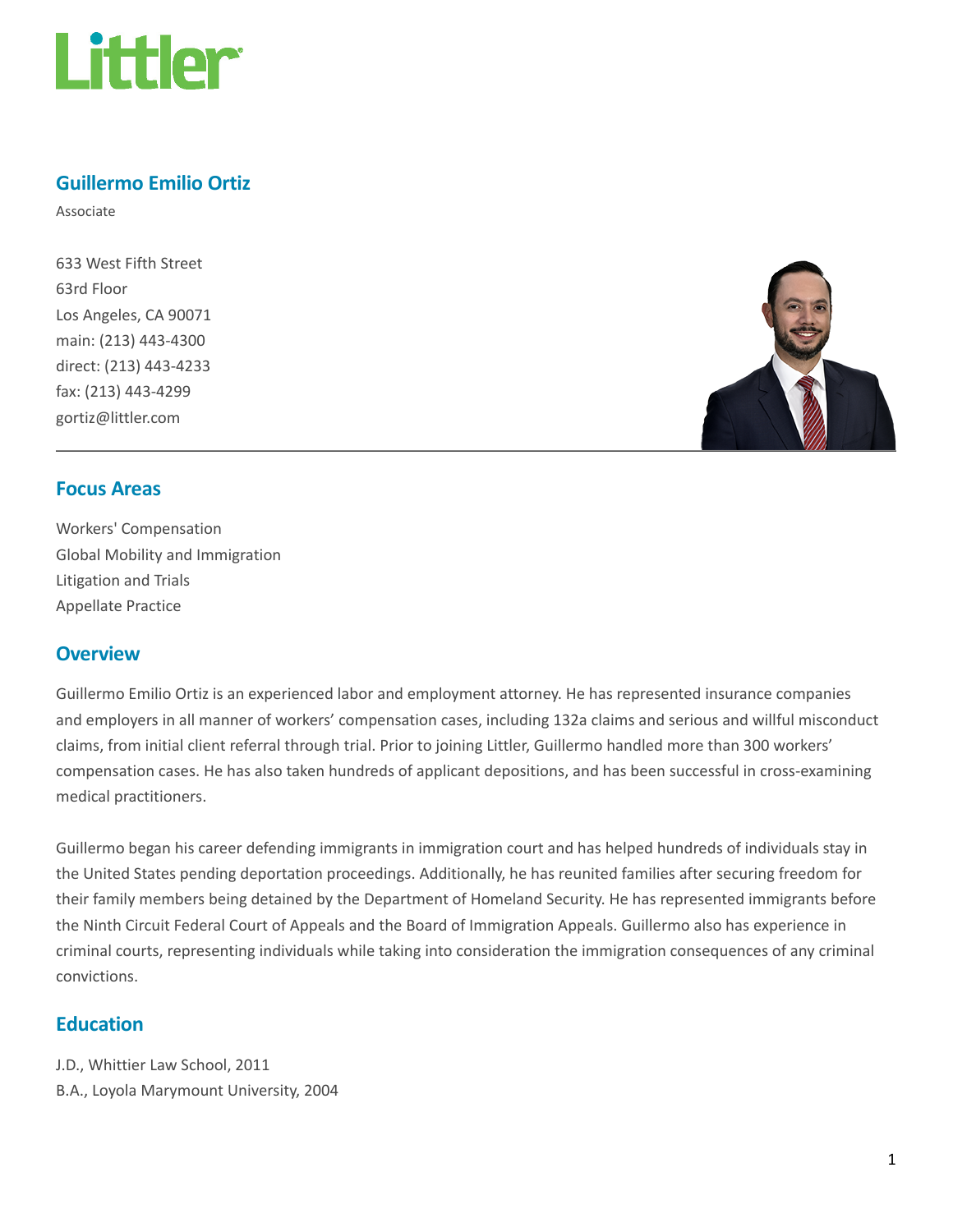# Guillermo Emilio Ortiz

Associate

633 West Fifth Street
63rd Floor
Los Angeles, CA 90071
main: (213) 443-4300
direct: (213) 443-4233
fax: (213) 443-4299
gortiz@littler.com

## Focus Areas

Workers' Compensation
Global Mobility and Immigration
Litigation and Trials
Appellate Practice

## Overview

Guillermo Emilio Ortiz is an experienced labor and employment attorney. He has represented insurance companies and employers in all manner of workers' compensation cases, including 132a claims and serious and willful misconduct claims, from initial client referral through trial. Prior to joining Littler, Guillermo handled more than 300 workers' compensation cases. He has also taken hundreds of applicant depositions, and has been successful in cross-examining medical practitioners.

Guillermo began his career defending immigrants in immigration court and has helped hundreds of individuals stay in the United States pending deportation proceedings. Additionally, he has reunited families after securing freedom for their family members being detained by the Department of Homeland Security. He has represented immigrants before the Ninth Circuit Federal Court of Appeals and the Board of Immigration Appeals. Guillermo also has experience in criminal courts, representing individuals while taking into consideration the immigration consequences of any criminal convictions.

## Education

J.D., Whittier Law School, 2011
B.A., Loyola Marymount University, 2004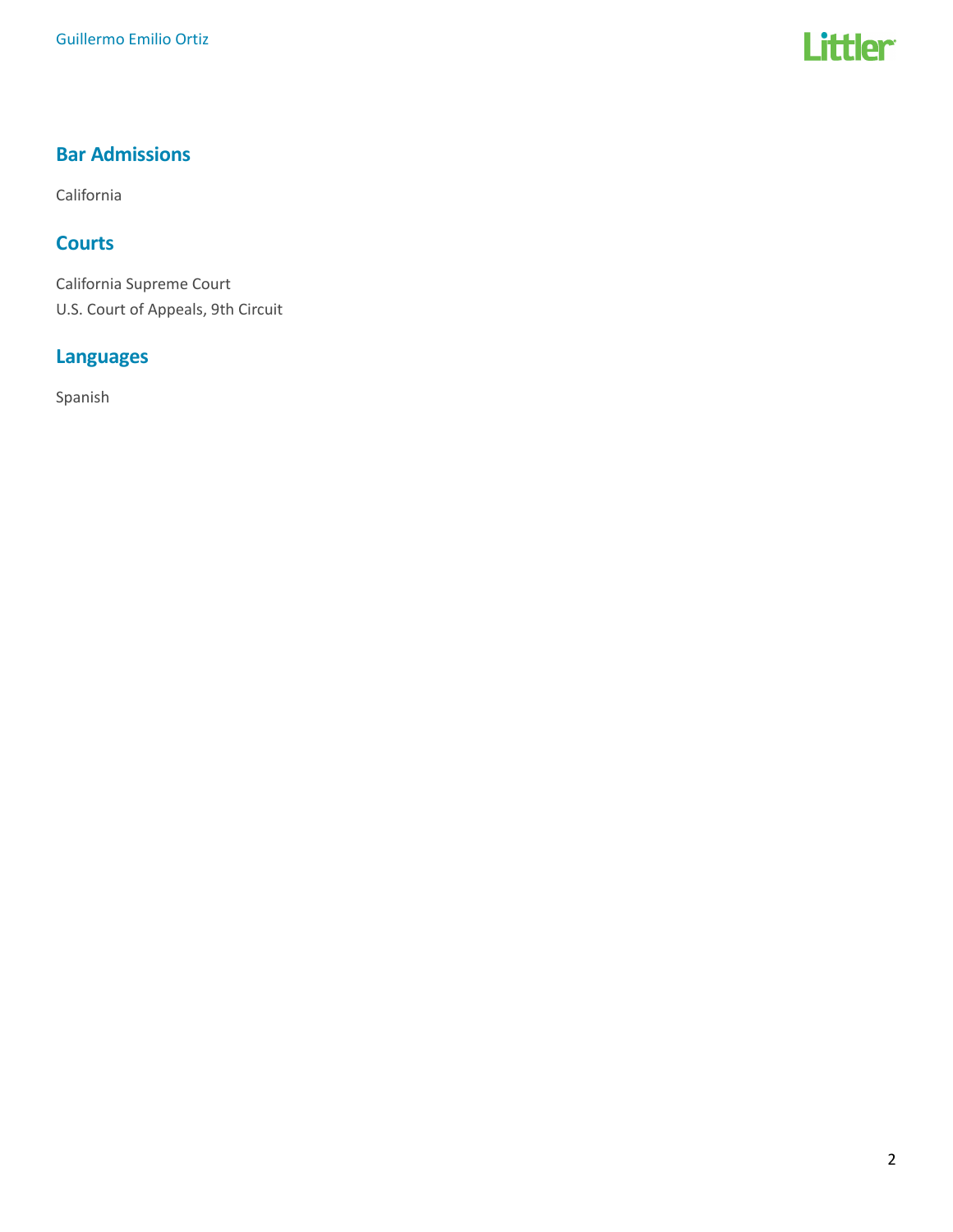## Bar Admissions

California

## Courts

California Supreme Court
U.S. Court of Appeals, 9th Circuit

## Languages

Spanish